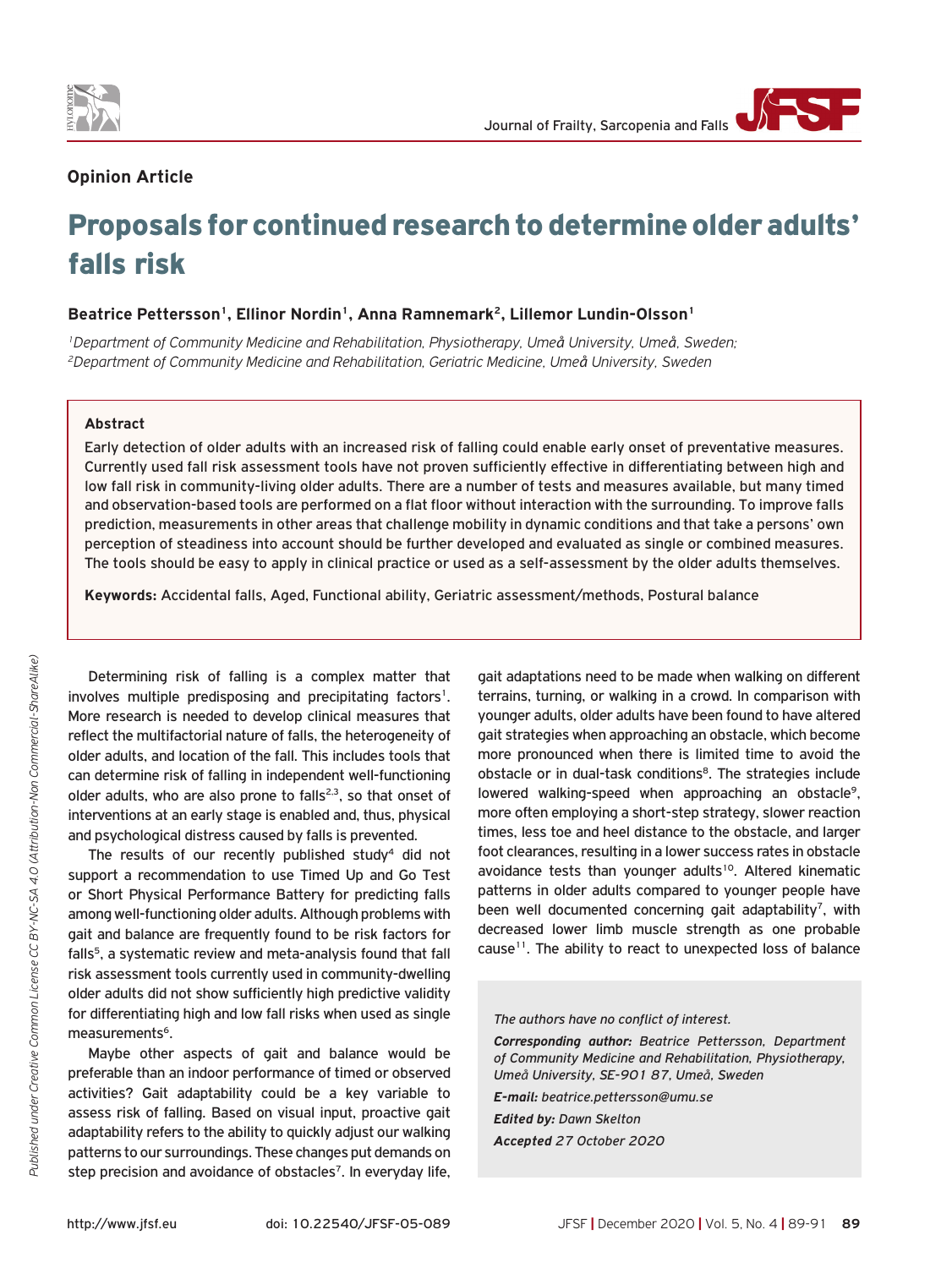Opinion Article

# Proposals for continued research to determine older adults' falls risk

**Beatrice Pettersson[1], Ellinor Nordin[1], Anna Ramnemark[2], Lillemor Lundin-Olsson[1]**

*[1]Department of Community Medicine and Rehabilitation, Physiotherapy, Umeå University, Umeå, Sweden;*
*[2]Department of Community Medicine and Rehabilitation, Geriatric Medicine, Umeå University, Sweden*

## Abstract

Early detection of older adults with an increased risk of falling could enable early onset of preventative measures. Currently used fall risk assessment tools have not proven sufficiently effective in differentiating between high and low fall risk in community-living older adults. There are a number of tests and measures available, but many timed and observation-based tools are performed on a flat floor without interaction with the surrounding. To improve falls prediction, measurements in other areas that challenge mobility in dynamic conditions and that take a persons' own perception of steadiness into account should be further developed and evaluated as single or combined measures. The tools should be easy to apply in clinical practice or used as a self-assessment by the older adults themselves.

**Keywords:** Accidental falls, Aged, Functional ability, Geriatric assessment/methods, Postural balance

Determining risk of falling is a complex matter that involves multiple predisposing and precipitating factors[1]. More research is needed to develop clinical measures that reflect the multifactorial nature of falls, the heterogeneity of older adults, and location of the fall. This includes tools that can determine risk of falling in independent well-functioning older adults, who are also prone to falls[2,3], so that onset of interventions at an early stage is enabled and, thus, physical and psychological distress caused by falls is prevented.

The results of our recently published study[4] did not support a recommendation to use Timed Up and Go Test or Short Physical Performance Battery for predicting falls among well-functioning older adults. Although problems with gait and balance are frequently found to be risk factors for falls[5], a systematic review and meta-analysis found that fall risk assessment tools currently used in community-dwelling older adults did not show sufficiently high predictive validity for differentiating high and low fall risks when used as single measurements[6].

Maybe other aspects of gait and balance would be preferable than an indoor performance of timed or observed activities? Gait adaptability could be a key variable to assess risk of falling. Based on visual input, proactive gait adaptability refers to the ability to quickly adjust our walking patterns to our surroundings. These changes put demands on step precision and avoidance of obstacles[7]. In everyday life, gait adaptations need to be made when walking on different terrains, turning, or walking in a crowd. In comparison with younger adults, older adults have been found to have altered gait strategies when approaching an obstacle, which become more pronounced when there is limited time to avoid the obstacle or in dual-task conditions[8]. The strategies include lowered walking-speed when approaching an obstacle[9], more often employing a short-step strategy, slower reaction times, less toe and heel distance to the obstacle, and larger foot clearances, resulting in a lower success rates in obstacle avoidance tests than younger adults[10]. Altered kinematic patterns in older adults compared to younger people have been well documented concerning gait adaptability[7], with decreased lower limb muscle strength as one probable cause[11]. The ability to react to unexpected loss of balance

*The authors have no conflict of interest.*

***Corresponding author:*** *Beatrice Pettersson, Department of Community Medicine and Rehabilitation, Physiotherapy, Umeå University, SE-901 87, Umeå, Sweden*

***E-mail:*** *beatrice.pettersson@umu.se*

***Edited by:*** *Dawn Skelton*

***Accepted*** *27 October 2020*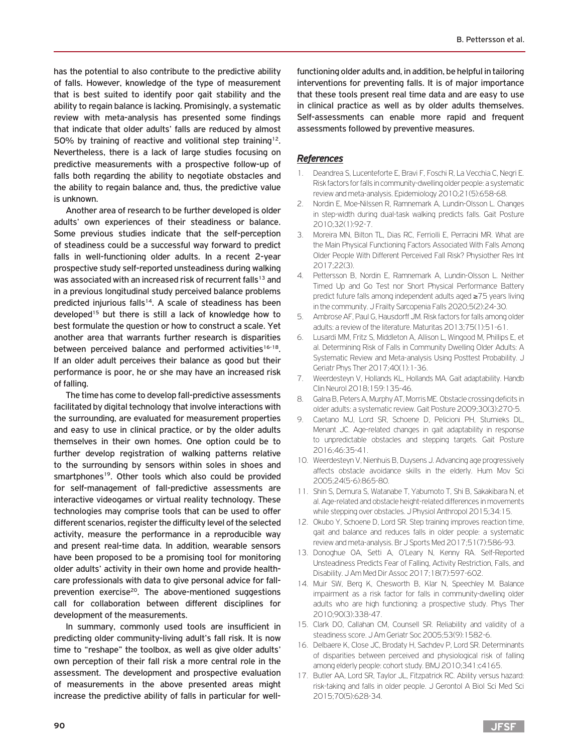has the potential to also contribute to the predictive ability of falls. However, knowledge of the type of measurement that is best suited to identify poor gait stability and the ability to regain balance is lacking. Promisingly, a systematic review with meta-analysis has presented some findings that indicate that older adults' falls are reduced by almost 50% by training of reactive and volitional step training[12]. Nevertheless, there is a lack of large studies focusing on predictive measurements with a prospective follow-up of falls both regarding the ability to negotiate obstacles and the ability to regain balance and, thus, the predictive value is unknown.

Another area of research to be further developed is older adults' own experiences of their steadiness or balance. Some previous studies indicate that the self-perception of steadiness could be a successful way forward to predict falls in well-functioning older adults. In a recent 2-year prospective study self-reported unsteadiness during walking was associated with an increased risk of recurrent falls[13] and in a previous longitudinal study perceived balance problems predicted injurious falls[14]. A scale of steadiness has been developed[15] but there is still a lack of knowledge how to best formulate the question or how to construct a scale. Yet another area that warrants further research is disparities between perceived balance and performed activities[16-18]. If an older adult perceives their balance as good but their performance is poor, he or she may have an increased risk of falling.

The time has come to develop fall-predictive assessments facilitated by digital technology that involve interactions with the surrounding, are evaluated for measurement properties and easy to use in clinical practice, or by the older adults themselves in their own homes. One option could be to further develop registration of walking patterns relative to the surrounding by sensors within soles in shoes and smartphones[19]. Other tools which also could be provided for self-management of fall-predictive assessments are interactive videogames or virtual reality technology. These technologies may comprise tools that can be used to offer different scenarios, register the difficulty level of the selected activity, measure the performance in a reproducible way and present real-time data. In addition, wearable sensors have been proposed to be a promising tool for monitoring older adults' activity in their own home and provide health-care professionals with data to give personal advice for fall-prevention exercise[20]. The above-mentioned suggestions call for collaboration between different disciplines for development of the measurements.

In summary, commonly used tools are insufficient in predicting older community-living adult's fall risk. It is now time to "reshape" the toolbox, as well as give older adults' own perception of their fall risk a more central role in the assessment. The development and prospective evaluation of measurements in the above presented areas might increase the predictive ability of falls in particular for well-functioning older adults and, in addition, be helpful in tailoring interventions for preventing falls. It is of major importance that these tools present real time data and are easy to use in clinical practice as well as by older adults themselves. Self-assessments can enable more rapid and frequent assessments followed by preventive measures.

## *References*

1. Deandrea S, Lucenteforte E, Bravi F, Foschi R, La Vecchia C, Negri E. Risk factors for falls in community-dwelling older people: a systematic review and meta-analysis. Epidemiology 2010;21(5):658-68.
2. Nordin E, Moe-Nilssen R, Ramnemark A, Lundin-Olsson L. Changes in step-width during dual-task walking predicts falls. Gait Posture 2010;32(1):92-7.
3. Moreira MN, Bilton TL, Dias RC, Ferriolli E, Perracini MR. What are the Main Physical Functioning Factors Associated With Falls Among Older People With Different Perceived Fall Risk? Physiother Res Int 2017;22(3).
4. Pettersson B, Nordin E, Ramnemark A, Lundin-Olsson L. Neither Timed Up and Go Test nor Short Physical Performance Battery predict future falls among independent adults aged ≥75 years living in the community. J Frailty Sarcopenia Falls 2020;5(2):24-30.
5. Ambrose AF, Paul G, Hausdorff JM. Risk factors for falls among older adults: a review of the literature. Maturitas 2013;75(1):51-61.
6. Lusardi MM, Fritz S, Middleton A, Allison L, Wingood M, Phillips E, et al. Determining Risk of Falls in Community Dwelling Older Adults: A Systematic Review and Meta-analysis Using Posttest Probability. J Geriatr Phys Ther 2017;40(1):1-36.
7. Weerdesteyn V, Hollands KL, Hollands MA. Gait adaptability. Handb Clin Neurol 2018;159:135-46.
8. Galna B, Peters A, Murphy AT, Morris ME. Obstacle crossing deficits in older adults: a systematic review. Gait Posture 2009;30(3):270-5.
9. Caetano MJ, Lord SR, Schoene D, Pelicioni PH, Sturnieks DL, Menant JC. Age-related changes in gait adaptability in response to unpredictable obstacles and stepping targets. Gait Posture 2016;46:35-41.
10. Weerdesteyn V, Nienhuis B, Duysens J. Advancing age progressively affects obstacle avoidance skills in the elderly. Hum Mov Sci 2005;24(5-6):865-80.
11. Shin S, Demura S, Watanabe T, Yabumoto T, Shi B, Sakakibara N, et al. Age-related and obstacle height-related differences in movements while stepping over obstacles. J Physiol Anthropol 2015;34:15.
12. Okubo Y, Schoene D, Lord SR. Step training improves reaction time, gait and balance and reduces falls in older people: a systematic review and meta-analysis. Br J Sports Med 2017;51(7):586-93.
13. Donoghue OA, Setti A, O'Leary N, Kenny RA. Self-Reported Unsteadiness Predicts Fear of Falling, Activity Restriction, Falls, and Disability. J Am Med Dir Assoc 2017;18(7):597-602.
14. Muir SW, Berg K, Chesworth B, Klar N, Speechley M. Balance impairment as a risk factor for falls in community-dwelling older adults who are high functioning: a prospective study. Phys Ther 2010;90(3):338-47.
15. Clark DO, Callahan CM, Counsell SR. Reliability and validity of a steadiness score. J Am Geriatr Soc 2005;53(9):1582-6.
16. Delbaere K, Close JC, Brodaty H, Sachdev P, Lord SR. Determinants of disparities between perceived and physiological risk of falling among elderly people: cohort study. BMJ 2010;341:c4165.
17. Butler AA, Lord SR, Taylor JL, Fitzpatrick RC. Ability versus hazard: risk-taking and falls in older people. J Gerontol A Biol Sci Med Sci 2015;70(5):628-34.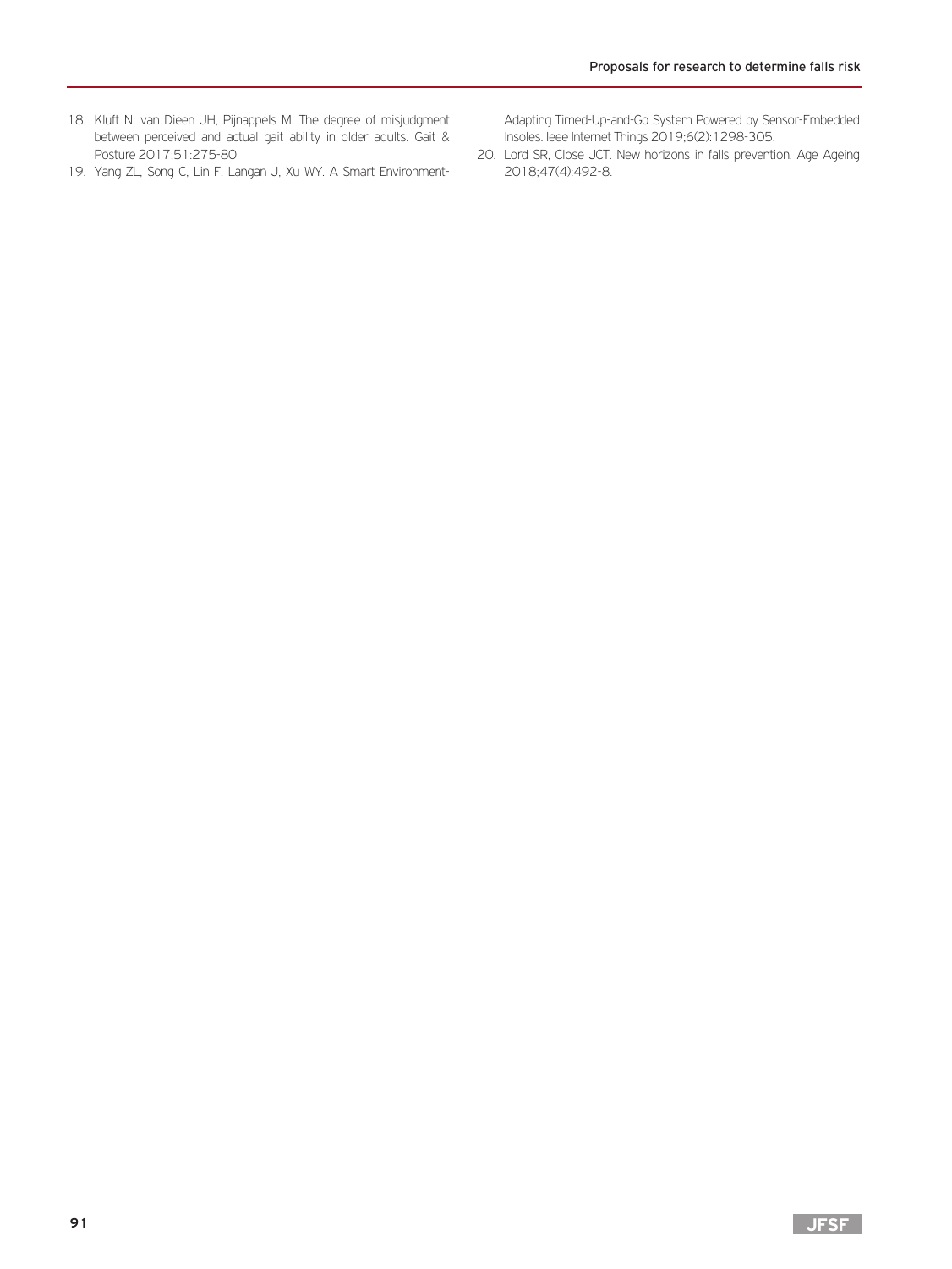18. Kluft N, van Dieen JH, Pijnappels M. The degree of misjudgment between perceived and actual gait ability in older adults. Gait & Posture 2017;51:275-80.
19. Yang ZL, Song C, Lin F, Langan J, Xu WY. A Smart Environment-Adapting Timed-Up-and-Go System Powered by Sensor-Embedded Insoles. Ieee Internet Things 2019;6(2):1298-305.
20. Lord SR, Close JCT. New horizons in falls prevention. Age Ageing 2018;47(4):492-8.